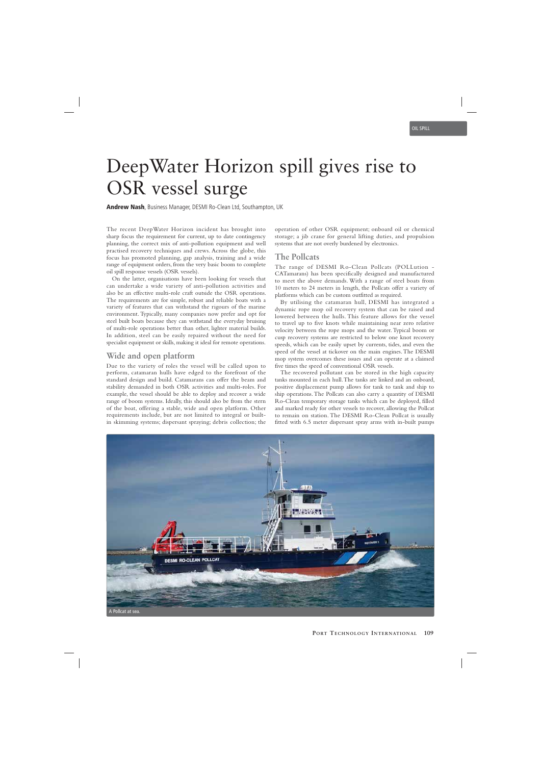# DeepWater Horizon spill gives rise to OSR vessel surge

**Andrew Nash**, Business Manager, DESMI Ro-Clean Ltd, Southampton, UK

The recent DeepWater Horizon incident has brought into sharp focus the requirement for current, up to date contingency planning, the correct mix of anti-pollution equipment and well practised recovery techniques and crews. Across the globe, this focus has promoted planning, gap analysis, training and a wide range of equipment orders, from the very basic boom to complete oil spill response vessels (OSR vessels).

On the latter, organisations have been looking for vessels that can undertake a wide variety of anti-pollution activities and also be an effective multi-role craft outside the OSR operations. The requirements are for simple, robust and reliable boats with a variety of features that can withstand the rigours of the marine environment. Typically, many companies now prefer and opt for steel built boats because they can withstand the everyday bruising of multi-role operations better than other, lighter material builds. In addition, steel can be easily repaired without the need for specialist equipment or skills, making it ideal for remote operations.

## Wide and open platform

Due to the variety of roles the vessel will be called upon to perform, catamaran hulls have edged to the forefront of the standard design and build. Catamarans can offer the beam and stability demanded in both OSR activities and multi-roles. For example, the vessel should be able to deploy and recover a wide range of boom systems. Ideally, this should also be from the stern of the boat, offering a stable, wide and open platform. Other requirements include, but are not limited to integral or built-in skimming systems; dispersant spraying; debris collection; the operation of other OSR equipment; onboard oil or chemical storage; a jib crane for general lifting duties, and propulsion systems that are not overly burdened by electronics.

## The Pollcats

The range of DESMI Ro-Clean Pollcats (POLLution - CATamarans) has been specifically designed and manufactured to meet the above demands. With a range of steel boats from 10 meters to 24 meters in length, the Pollcats offer a variety of platforms which can be custom outfitted as required.

By utilising the catamaran hull, DESMI has integrated a dynamic rope mop oil recovery system that can be raised and lowered between the hulls. This feature allows for the vessel to travel up to five knots while maintaining near zero relative velocity between the rope mops and the water. Typical boom or cusp recovery systems are restricted to below one knot recovery speeds, which can be easily upset by currents, tides, and even the speed of the vessel at tickover on the main engines. The DESMI mop system overcomes these issues and can operate at a claimed five times the speed of conventional OSR vessels.

The recovered pollutant can be stored in the high capacity tanks mounted in each hull. The tanks are linked and an onboard, positive displacement pump allows for tank to tank and ship to ship operations. The Pollcats can also carry a quantity of DESMI Ro-Clean temporary storage tanks which can be deployed, filled and marked ready for other vessels to recover, allowing the Pollcat to remain on station. The DESMI Ro-Clean Pollcat is usually fitted with 6.5 meter dispersant spray arms with in-built pumps

A Pollcat at sea.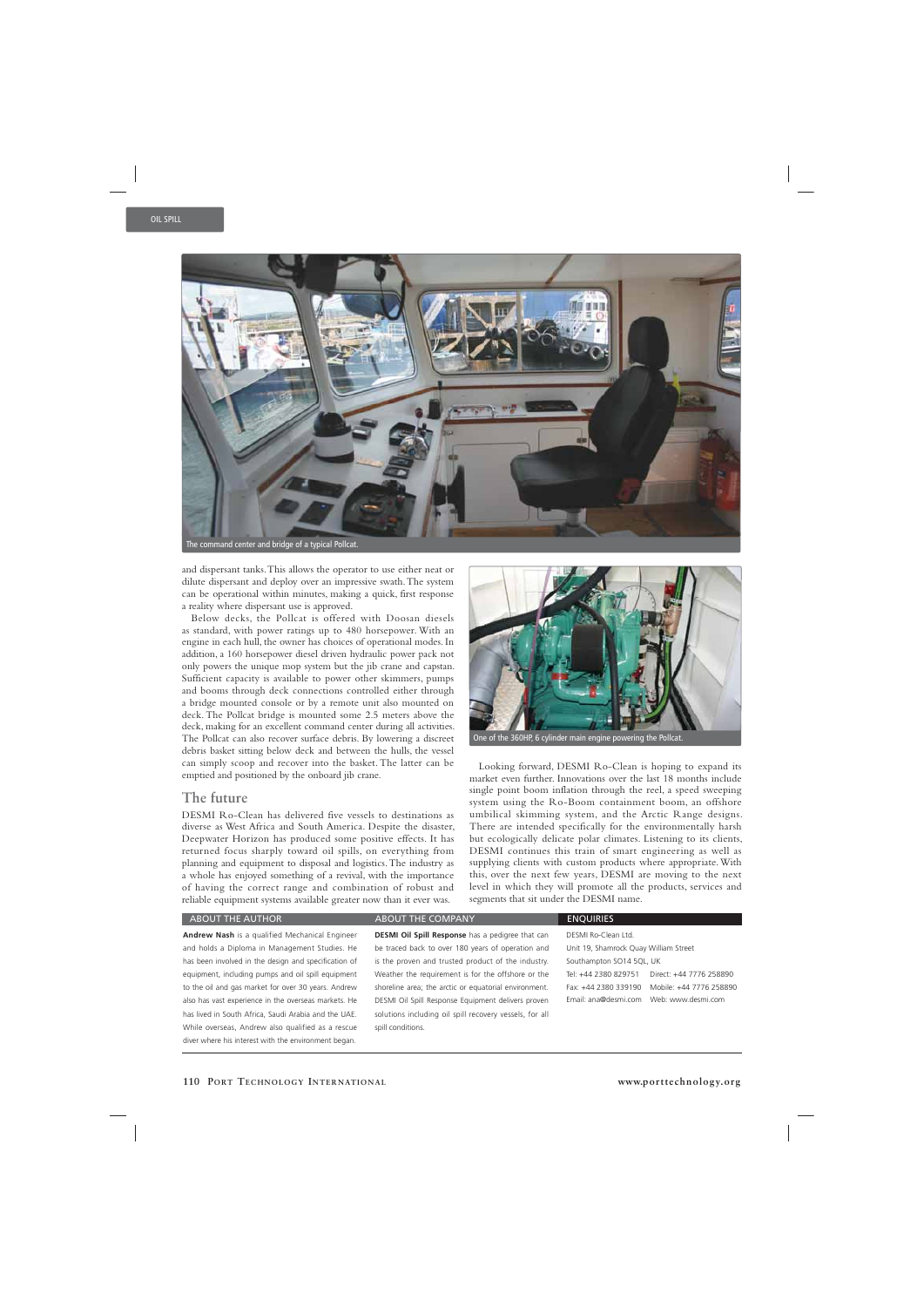The command center and bridge of a typical Pollcat.

and dispersant tanks. This allows the operator to use either neat or dilute dispersant and deploy over an impressive swath. The system can be operational within minutes, making a quick, first response a reality where dispersant use is approved.

Below decks, the Pollcat is offered with Doosan diesels as standard, with power ratings up to 480 horsepower. With an engine in each hull, the owner has choices of operational modes. In addition, a 160 horsepower diesel driven hydraulic power pack not only powers the unique mop system but the jib crane and capstan. Sufficient capacity is available to power other skimmers, pumps and booms through deck connections controlled either through a bridge mounted console or by a remote unit also mounted on deck. The Pollcat bridge is mounted some 2.5 meters above the deck, making for an excellent command center during all activities. The Pollcat can also recover surface debris. By lowering a discreet debris basket sitting below deck and between the hulls, the vessel can simply scoop and recover into the basket. The latter can be emptied and positioned by the onboard jib crane.

## The future

DESMI Ro-Clean has delivered five vessels to destinations as diverse as West Africa and South America. Despite the disaster, Deepwater Horizon has produced some positive effects. It has returned focus sharply toward oil spills, on everything from planning and equipment to disposal and logistics. The industry as a whole has enjoyed something of a revival, with the importance of having the correct range and combination of robust and reliable equipment systems available greater now than it ever was.

One of the 360HP, 6 cylinder main engine powering the Pollcat.

Looking forward, DESMI Ro-Clean is hoping to expand its market even further. Innovations over the last 18 months include single point boom inflation through the reel, a speed sweeping system using the Ro-Boom containment boom, an offshore umbilical skimming system, and the Arctic Range designs. There are intended specifically for the environmentally harsh but ecologically delicate polar climates. Listening to its clients, DESMI continues this train of smart engineering as well as supplying clients with custom products where appropriate. With this, over the next few years, DESMI are moving to the next level in which they will promote all the products, services and segments that sit under the DESMI name.

### ABOUT THE AUTHOR

**Andrew Nash** is a qualified Mechanical Engineer and holds a Diploma in Management Studies. He has been involved in the design and specification of equipment, including pumps and oil spill equipment to the oil and gas market for over 30 years. Andrew also has vast experience in the overseas markets. He has lived in South Africa, Saudi Arabia and the UAE. While overseas, Andrew also qualified as a rescue diver where his interest with the environment began.

### ABOUT THE COMPANY

**DESMI Oil Spill Response** has a pedigree that can be traced back to over 180 years of operation and is the proven and trusted product of the industry. Weather the requirement is for the offshore or the shoreline area; the arctic or equatorial environment. DESMI Oil Spill Response Equipment delivers proven solutions including oil spill recovery vessels, for all spill conditions.

### ENQUIRIES

DESMI Ro-Clean Ltd.
Unit 19, Shamrock Quay William Street
Southampton SO14 5QL, UK
Tel: +44 2380 829751 Direct: +44 7776 258890
Fax: +44 2380 339190 Mobile: +44 7776 258890
Email: ana@desmi.com Web: www.desmi.com